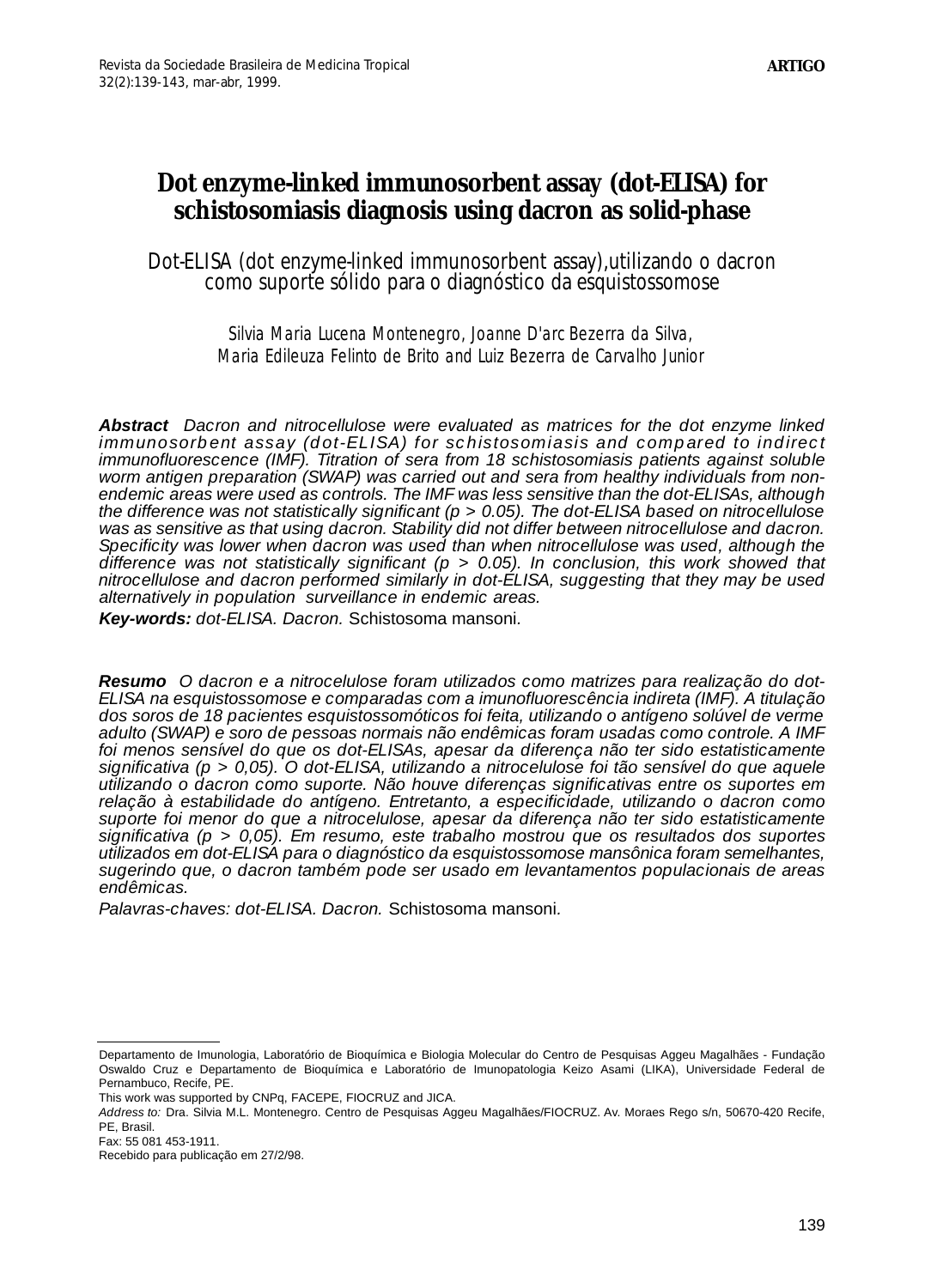ARTIGO

# Dot enzyme-linked immunosorbent assay (dot-ELISA) for schistosomiasis diagnosis using dacron as solid-phase

## Dot-ELISA (dot enzyme-linked immunosorbent assay),utilizando o dacron como suporte sólido para o diagnóstico da esquistossomose

*Silvia Maria Lucena Montenegro, Joanne D'arc Bezerra da Silva, Maria Edileuza Felinto de Brito and Luiz Bezerra de Carvalho Junior*

***Abstract*** *Dacron and nitrocellulose were evaluated as matrices for the dot enzyme linked immunosorbent assay (dot-ELISA) for schistosomiasis and compared to indirect immunofluorescence (IMF). Titration of sera from 18 schistosomiasis patients against soluble worm antigen preparation (SWAP) was carried out and sera from healthy individuals from non-endemic areas were used as controls. The IMF was less sensitive than the dot-ELISAs, although the difference was not statistically significant (p > 0.05). The dot-ELISA based on nitrocellulose was as sensitive as that using dacron. Stability did not differ between nitrocellulose and dacron. Specificity was lower when dacron was used than when nitrocellulose was used, although the difference was not statistically significant (p > 0.05). In conclusion, this work showed that nitrocellulose and dacron performed similarly in dot-ELISA, suggesting that they may be used alternatively in population surveillance in endemic areas.*

***Key-words:*** *dot-ELISA. Dacron.* Schistosoma mansoni.

***Resumo*** *O dacron e a nitrocelulose foram utilizados como matrizes para realização do dot-ELISA na esquistossomose e comparadas com a imunofluorescência indireta (IMF). A titulação dos soros de 18 pacientes esquistossomóticos foi feita, utilizando o antígeno solúvel de verme adulto (SWAP) e soro de pessoas normais não endêmicas foram usadas como controle. A IMF foi menos sensível do que os dot-ELISAs, apesar da diferença não ter sido estatisticamente significativa (p > 0,05). O dot-ELISA, utilizando a nitrocelulose foi tão sensível do que aquele utilizando o dacron como suporte. Não houve diferenças significativas entre os suportes em relação à estabilidade do antígeno. Entretanto, a especificidade, utilizando o dacron como suporte foi menor do que a nitrocelulose, apesar da diferença não ter sido estatisticamente significativa (p > 0,05). Em resumo, este trabalho mostrou que os resultados dos suportes utilizados em dot-ELISA para o diagnóstico da esquistossomose mansônica foram semelhantes, sugerindo que, o dacron também pode ser usado em levantamentos populacionais de areas endêmicas.*

*Palavras-chaves: dot-ELISA. Dacron.* Schistosoma mansoni*.*

---

Departamento de Imunologia, Laboratório de Bioquímica e Biologia Molecular do Centro de Pesquisas Aggeu Magalhães - Fundação Oswaldo Cruz e Departamento de Bioquímica e Laboratório de Imunopatologia Keizo Asami (LIKA), Universidade Federal de Pernambuco, Recife, PE.

This work was supported by CNPq, FACEPE, FIOCRUZ and JICA.

*Address to:* Dra. Silvia M.L. Montenegro. Centro de Pesquisas Aggeu Magalhães/FIOCRUZ. Av. Moraes Rego s/n, 50670-420 Recife, PE, Brasil.

Fax: 55 081 453-1911.

Recebido para publicação em 27/2/98.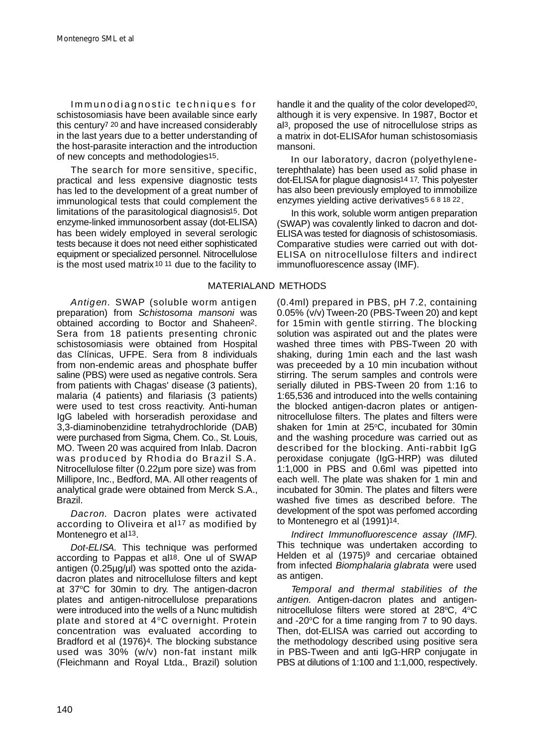Immunodiagnostic techniques for schistosomiasis have been available since early this century[7 20] and have increased considerably in the last years due to a better understanding of the host-parasite interaction and the introduction of new concepts and methodologies[15].

The search for more sensitive, specific, practical and less expensive diagnostic tests has led to the development of a great number of immunological tests that could complement the limitations of the parasitological diagnosis[15]. Dot enzyme-linked immunosorbent assay (dot-ELISA) has been widely employed in several serologic tests because it does not need either sophisticated equipment or specialized personnel. Nitrocellulose is the most used matrix[10 11] due to the facility to handle it and the quality of the color developed[20], although it is very expensive. In 1987, Boctor et al[3], proposed the use of nitrocellulose strips as a matrix in dot-ELISAfor human schistosomiasis mansoni.

In our laboratory, dacron (polyethylene-terephthalate) has been used as solid phase in dot-ELISA for plague diagnosis[14 17]. This polyester has also been previously employed to immobilize enzymes yielding active derivatives[5 6 8 18 22].

In this work, soluble worm antigen preparation (SWAP) was covalently linked to dacron and dot-ELISA was tested for diagnosis of schistosomiasis. Comparative studies were carried out with dot-ELISA on nitrocellulose filters and indirect immunofluorescence assay (IMF).

## MATERIALAND METHODS

*Antigen.* SWAP (soluble worm antigen preparation) from *Schistosoma mansoni* was obtained according to Boctor and Shaheen[2]. Sera from 18 patients presenting chronic schistosomiasis were obtained from Hospital das Clínicas, UFPE. Sera from 8 individuals from non-endemic areas and phosphate buffer saline (PBS) were used as negative controls. Sera from patients with Chagas' disease (3 patients), malaria (4 patients) and filariasis (3 patients) were used to test cross reactivity. Anti-human IgG labeled with horseradish peroxidase and 3,3-diaminobenzidine tetrahydrochloride (DAB) were purchased from Sigma, Chem. Co., St. Louis, MO. Tween 20 was acquired from Inlab. Dacron was produced by Rhodia do Brazil S.A. Nitrocellulose filter (0.22µm pore size) was from Millipore, Inc., Bedford, MA. All other reagents of analytical grade were obtained from Merck S.A., Brazil.

*Dacron.* Dacron plates were activated according to Oliveira et al[17] as modified by Montenegro et al[13].

*Dot-ELISA.* This technique was performed according to Pappas et al[18]. One ul of SWAP antigen (0.25µg/µl) was spotted onto the azida-dacron plates and nitrocellulose filters and kept at 37°C for 30min to dry. The antigen-dacron plates and antigen-nitrocellulose preparations were introduced into the wells of a Nunc multidish plate and stored at 4°C overnight. Protein concentration was evaluated according to Bradford et al (1976)[4]. The blocking substance used was 30% (w/v) non-fat instant milk (Fleichmann and Royal Ltda., Brazil) solution (0.4ml) prepared in PBS, pH 7.2, containing 0.05% (v/v) Tween-20 (PBS-Tween 20) and kept for 15min with gentle stirring. The blocking solution was aspirated out and the plates were washed three times with PBS-Tween 20 with shaking, during 1min each and the last wash was preceeded by a 10 min incubation without stirring. The serum samples and controls were serially diluted in PBS-Tween 20 from 1:16 to 1:65,536 and introduced into the wells containing the blocked antigen-dacron plates or antigen-nitrocellulose filters. The plates and filters were shaken for 1min at 25°C, incubated for 30min and the washing procedure was carried out as described for the blocking. Anti-rabbit IgG peroxidase conjugate (IgG-HRP) was diluted 1:1,000 in PBS and 0.6ml was pipetted into each well. The plate was shaken for 1 min and incubated for 30min. The plates and filters were washed five times as described before. The development of the spot was perfomed according to Montenegro et al (1991)[14].

*Indirect Immunofluorescence assay (IMF).* This technique was undertaken according to Helden et al (1975)[9] and cercariae obtained from infected *Biomphalaria glabrata* were used as antigen.

*Temporal and thermal stabilities of the antigen.* Antigen-dacron plates and antigen-nitrocellulose filters were stored at 28°C, 4°C and -20°C for a time ranging from 7 to 90 days. Then, dot-ELISA was carried out according to the methodology described using positive sera in PBS-Tween and anti IgG-HRP conjugate in PBS at dilutions of 1:100 and 1:1,000, respectively.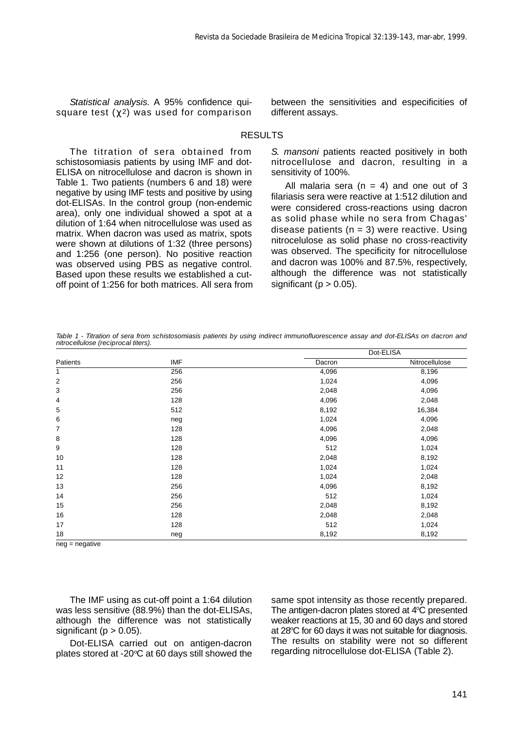*Statistical analysis.* A 95% confidence qui-square test ($\chi^2$) was used for comparison between the sensitivities and especificities of different assays.

## RESULTS

The titration of sera obtained from schistosomiasis patients by using IMF and dot-ELISA on nitrocellulose and dacron is shown in Table 1. Two patients (numbers 6 and 18) were negative by using IMF tests and positive by using dot-ELISAs. In the control group (non-endemic area), only one individual showed a spot at a dilution of 1:64 when nitrocellulose was used as matrix. When dacron was used as matrix, spots were shown at dilutions of 1:32 (three persons) and 1:256 (one person). No positive reaction was observed using PBS as negative control. Based upon these results we established a cut-off point of 1:256 for both matrices. All sera from *S. mansoni* patients reacted positively in both nitrocellulose and dacron, resulting in a sensitivity of 100%.

All malaria sera (n = 4) and one out of 3 filariasis sera were reactive at 1:512 dilution and were considered cross-reactions using dacron as solid phase while no sera from Chagas' disease patients (n = 3) were reactive. Using nitrocelulose as solid phase no cross-reactivity was observed. The specificity for nitrocellulose and dacron was 100% and 87.5%, respectively, although the difference was not statistically significant ($p > 0.05$).

*Table 1 - Titration of sera from schistosomiasis patients by using indirect immunofluorescence assay and dot-ELISAs on dacron and nitrocellulose (reciprocal titers).*

| | | Dot-ELISA | |
|---|---|---|---|
| Patients | IMF | Dacron | Nitrocellulose |
| 1 | 256 | 4,096 | 8,196 |
| 2 | 256 | 1,024 | 4,096 |
| 3 | 256 | 2,048 | 4,096 |
| 4 | 128 | 4,096 | 2,048 |
| 5 | 512 | 8,192 | 16,384 |
| 6 | neg | 1,024 | 4,096 |
| 7 | 128 | 4,096 | 2,048 |
| 8 | 128 | 4,096 | 4,096 |
| 9 | 128 | 512 | 1,024 |
| 10 | 128 | 2,048 | 8,192 |
| 11 | 128 | 1,024 | 1,024 |
| 12 | 128 | 1,024 | 2,048 |
| 13 | 256 | 4,096 | 8,192 |
| 14 | 256 | 512 | 1,024 |
| 15 | 256 | 2,048 | 8,192 |
| 16 | 128 | 2,048 | 2,048 |
| 17 | 128 | 512 | 1,024 |
| 18 | neg | 8,192 | 8,192 |

neg = negative

The IMF using as cut-off point a 1:64 dilution was less sensitive (88.9%) than the dot-ELISAs, although the difference was not statistically significant ($p > 0.05$).

Dot-ELISA carried out on antigen-dacron plates stored at -20ºC at 60 days still showed the same spot intensity as those recently prepared. The antigen-dacron plates stored at 4ºC presented weaker reactions at 15, 30 and 60 days and stored at 28ºC for 60 days it was not suitable for diagnosis. The results on stability were not so different regarding nitrocellulose dot-ELISA (Table 2).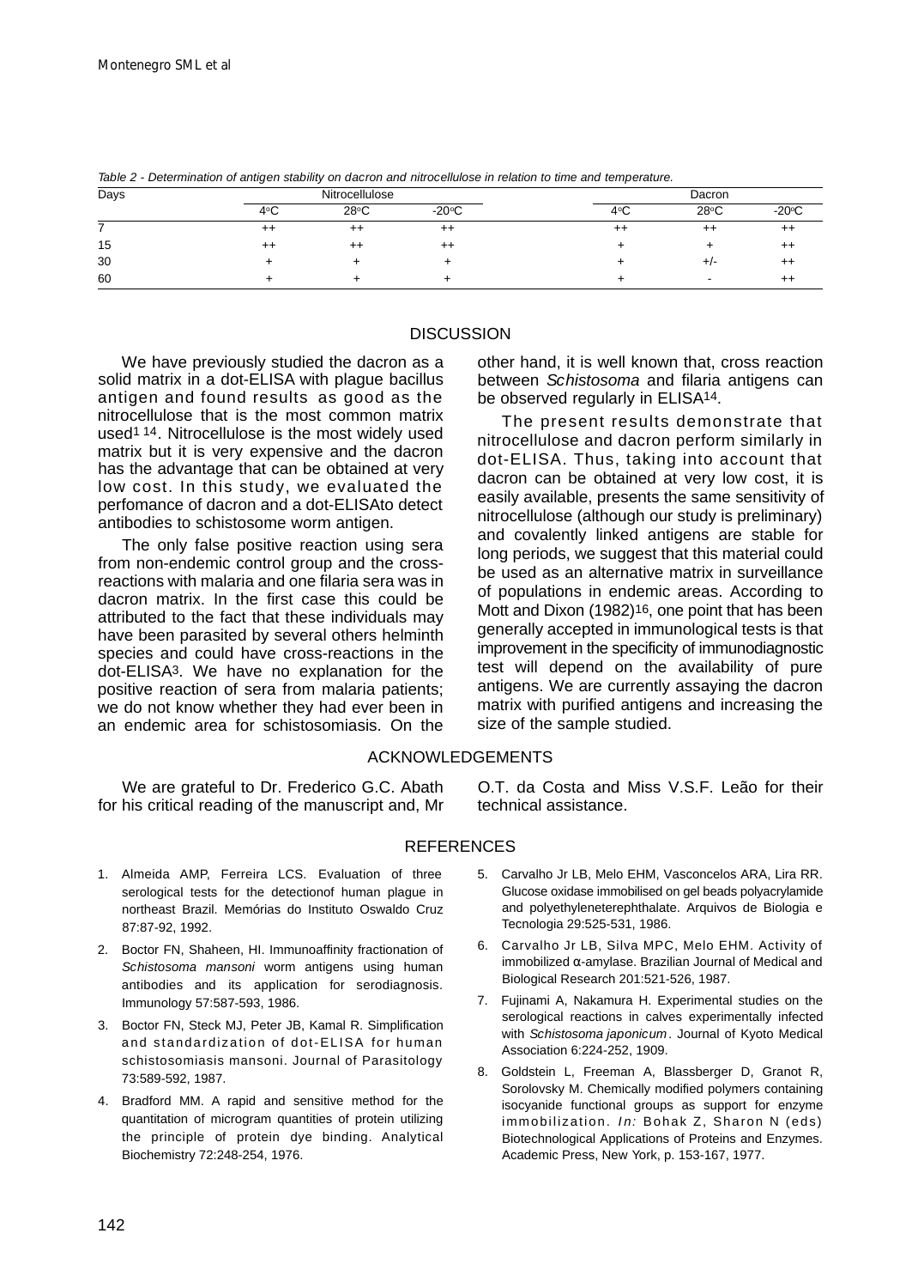*Table 2 - Determination of antigen stability on dacron and nitrocellulose in relation to time and temperature.*

| Days | Nitrocellulose | | | Dacron | | |
|---|---|---|---|---|---|---|
| | 4°C | 28°C | -20°C | 4°C | 28°C | -20°C |
| 7 | ++ | ++ | ++ | ++ | ++ | ++ |
| 15 | ++ | ++ | ++ | + | + | ++ |
| 30 | + | + | + | + | +/- | ++ |
| 60 | + | + | + | + | - | ++ |

## DISCUSSION

We have previously studied the dacron as a solid matrix in a dot-ELISA with plague bacillus antigen and found results as good as the nitrocellulose that is the most common matrix used[1 14]. Nitrocellulose is the most widely used matrix but it is very expensive and the dacron has the advantage that can be obtained at very low cost. In this study, we evaluated the perfomance of dacron and a dot-ELISAto detect antibodies to schistosome worm antigen.

The only false positive reaction using sera from non-endemic control group and the cross-reactions with malaria and one filaria sera was in dacron matrix. In the first case this could be attributed to the fact that these individuals may have been parasited by several others helminth species and could have cross-reactions in the dot-ELISA[3]. We have no explanation for the positive reaction of sera from malaria patients; we do not know whether they had ever been in an endemic area for schistosomiasis. On the other hand, it is well known that, cross reaction between *Schistosoma* and filaria antigens can be observed regularly in ELISA[14].

The present results demonstrate that nitrocellulose and dacron perform similarly in dot-ELISA. Thus, taking into account that dacron can be obtained at very low cost, it is easily available, presents the same sensitivity of nitrocellulose (although our study is preliminary) and covalently linked antigens are stable for long periods, we suggest that this material could be used as an alternative matrix in surveillance of populations in endemic areas. According to Mott and Dixon (1982)[16], one point that has been generally accepted in immunological tests is that improvement in the specificity of immunodiagnostic test will depend on the availability of pure antigens. We are currently assaying the dacron matrix with purified antigens and increasing the size of the sample studied.

## ACKNOWLEDGEMENTS

We are grateful to Dr. Frederico G.C. Abath for his critical reading of the manuscript and, Mr O.T. da Costa and Miss V.S.F. Leão for their technical assistance.

## REFERENCES

1. Almeida AMP, Ferreira LCS. Evaluation of three serological tests for the detectionof human plague in northeast Brazil. Memórias do Instituto Oswaldo Cruz 87:87-92, 1992.
2. Boctor FN, Shaheen, HI. Immunoaffinity fractionation of *Schistosoma mansoni* worm antigens using human antibodies and its application for serodiagnosis. Immunology 57:587-593, 1986.
3. Boctor FN, Steck MJ, Peter JB, Kamal R. Simplification and standardization of dot-ELISA for human schistosomiasis mansoni. Journal of Parasitology 73:589-592, 1987.
4. Bradford MM. A rapid and sensitive method for the quantitation of microgram quantities of protein utilizing the principle of protein dye binding. Analytical Biochemistry 72:248-254, 1976.
5. Carvalho Jr LB, Melo EHM, Vasconcelos ARA, Lira RR. Glucose oxidase immobilised on gel beads polyacrylamide and polyethyleneterephthalate. Arquivos de Biologia e Tecnologia 29:525-531, 1986.
6. Carvalho Jr LB, Silva MPC, Melo EHM. Activity of immobilized α-amylase. Brazilian Journal of Medical and Biological Research 201:521-526, 1987.
7. Fujinami A, Nakamura H. Experimental studies on the serological reactions in calves experimentally infected with *Schistosoma japonicum*. Journal of Kyoto Medical Association 6:224-252, 1909.
8. Goldstein L, Freeman A, Blassberger D, Granot R, Sorolovsky M. Chemically modified polymers containing isocyanide functional groups as support for enzyme immobilization. *In:* Bohak Z, Sharon N (eds) Biotechnological Applications of Proteins and Enzymes. Academic Press, New York, p. 153-167, 1977.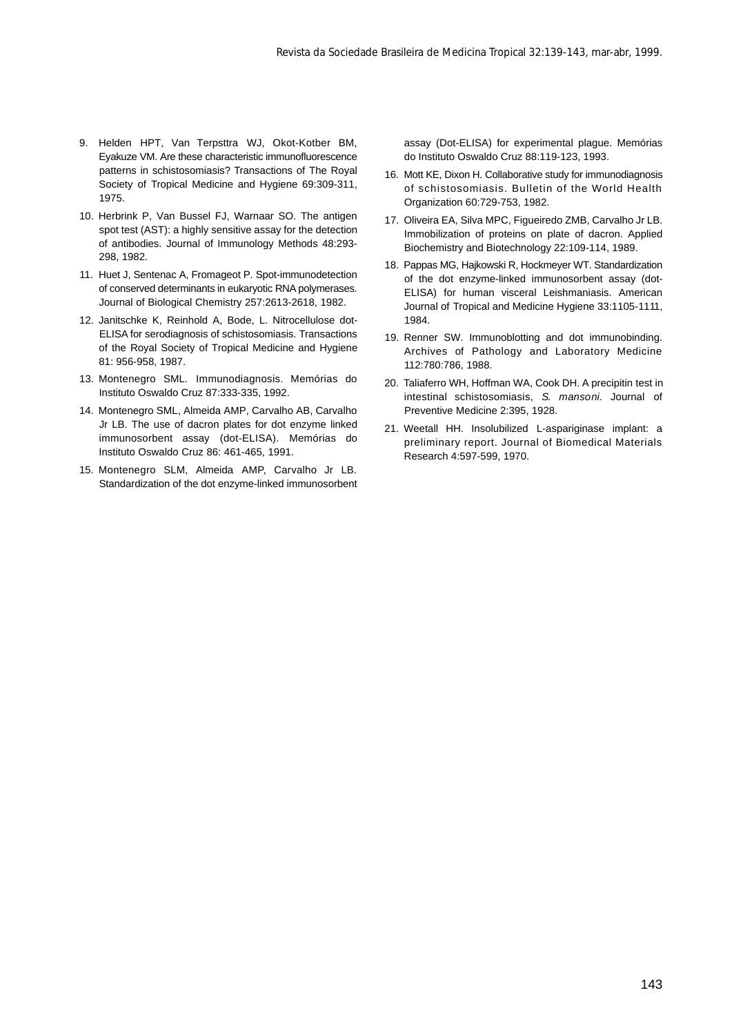9. Helden HPT, Van Terpsttra WJ, Okot-Kotber BM, Eyakuze VM. Are these characteristic immunofluorescence patterns in schistosomiasis? Transactions of The Royal Society of Tropical Medicine and Hygiene 69:309-311, 1975.
10. Herbrink P, Van Bussel FJ, Warnaar SO. The antigen spot test (AST): a highly sensitive assay for the detection of antibodies. Journal of Immunology Methods 48:293-298, 1982.
11. Huet J, Sentenac A, Fromageot P. Spot-immunodetection of conserved determinants in eukaryotic RNA polymerases. Journal of Biological Chemistry 257:2613-2618, 1982.
12. Janitschke K, Reinhold A, Bode, L. Nitrocellulose dot-ELISA for serodiagnosis of schistosomiasis. Transactions of the Royal Society of Tropical Medicine and Hygiene 81: 956-958, 1987.
13. Montenegro SML. Immunodiagnosis. Memórias do Instituto Oswaldo Cruz 87:333-335, 1992.
14. Montenegro SML, Almeida AMP, Carvalho AB, Carvalho Jr LB. The use of dacron plates for dot enzyme linked immunosorbent assay (dot-ELISA). Memórias do Instituto Oswaldo Cruz 86: 461-465, 1991.
15. Montenegro SLM, Almeida AMP, Carvalho Jr LB. Standardization of the dot enzyme-linked immunosorbent assay (Dot-ELISA) for experimental plague. Memórias do Instituto Oswaldo Cruz 88:119-123, 1993.
16. Mott KE, Dixon H. Collaborative study for immunodiagnosis of schistosomiasis. Bulletin of the World Health Organization 60:729-753, 1982.
17. Oliveira EA, Silva MPC, Figueiredo ZMB, Carvalho Jr LB. Immobilization of proteins on plate of dacron. Applied Biochemistry and Biotechnology 22:109-114, 1989.
18. Pappas MG, Hajkowski R, Hockmeyer WT. Standardization of the dot enzyme-linked immunosorbent assay (dot-ELISA) for human visceral Leishmaniasis. American Journal of Tropical and Medicine Hygiene 33:1105-1111, 1984.
19. Renner SW. Immunoblotting and dot immunobinding. Archives of Pathology and Laboratory Medicine 112:780:786, 1988.
20. Taliaferro WH, Hoffman WA, Cook DH. A precipitin test in intestinal schistosomiasis, *S. mansoni*. Journal of Preventive Medicine 2:395, 1928.
21. Weetall HH. Insolubilized L-aspariginase implant: a preliminary report. Journal of Biomedical Materials Research 4:597-599, 1970.